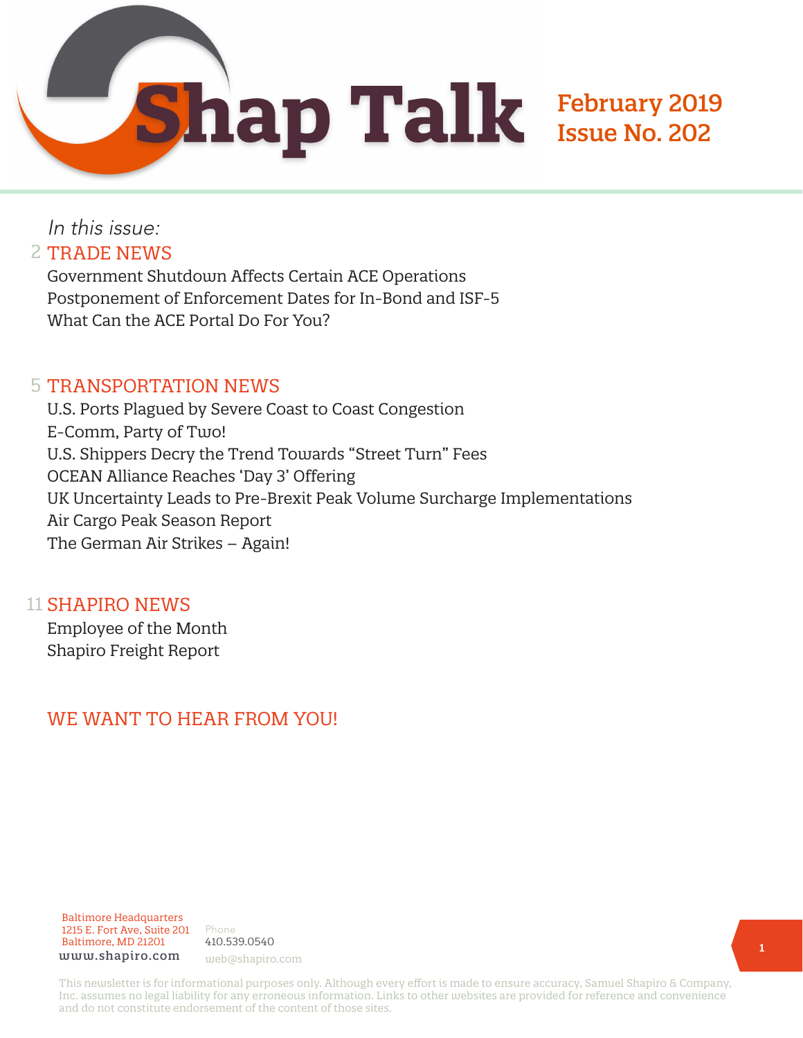# Shap Talk

**February 2019**
**Issue No. 202**

*In this issue:*

## 2 TRADE NEWS

Government Shutdown Affects Certain ACE Operations
Postponement of Enforcement Dates for In-Bond and ISF-5
What Can the ACE Portal Do For You?

## 5 TRANSPORTATION NEWS

U.S. Ports Plagued by Severe Coast to Coast Congestion
E-Comm, Party of Two!
U.S. Shippers Decry the Trend Towards "Street Turn" Fees
OCEAN Alliance Reaches 'Day 3' Offering
UK Uncertainty Leads to Pre-Brexit Peak Volume Surcharge Implementations
Air Cargo Peak Season Report
The German Air Strikes – Again!

## 11 SHAPIRO NEWS

Employee of the Month
Shapiro Freight Report

## WE WANT TO HEAR FROM YOU!

Baltimore Headquarters
1215 E. Fort Ave, Suite 201
Baltimore, MD 21201
www.shapiro.com

Phone
410.539.0540
web@shapiro.com

This newsletter is for informational purposes only. Although every effort is made to ensure accuracy, Samuel Shapiro & Company, Inc. assumes no legal liability for any erroneous information. Links to other websites are provided for reference and convenience and do not constitute endorsement of the content of those sites.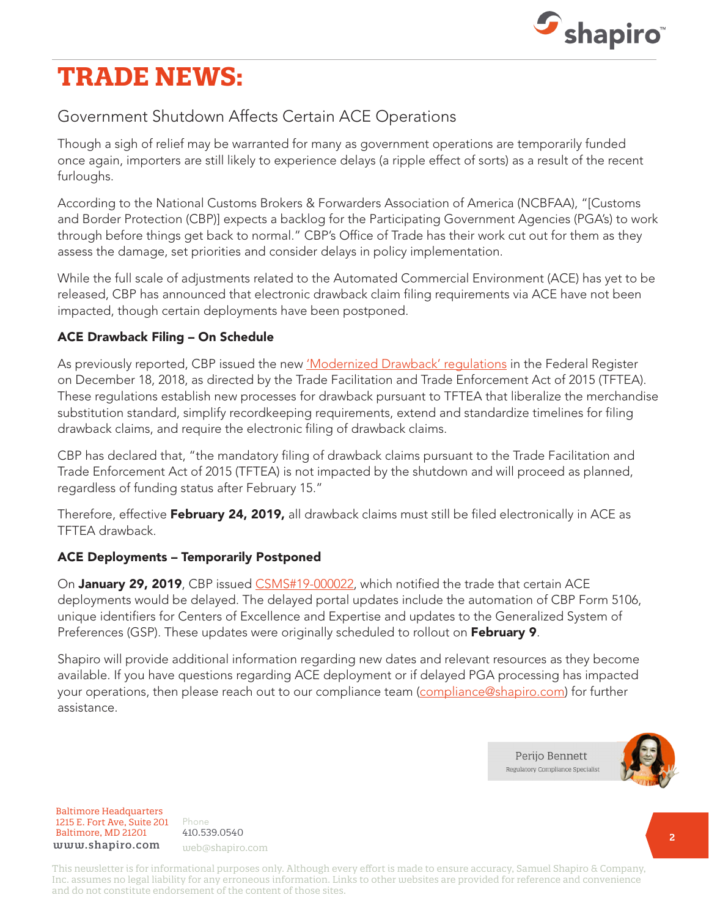# TRADE NEWS:

## Government Shutdown Affects Certain ACE Operations

Though a sigh of relief may be warranted for many as government operations are temporarily funded once again, importers are still likely to experience delays (a ripple effect of sorts) as a result of the recent furloughs.

According to the National Customs Brokers & Forwarders Association of America (NCBFAA), "[Customs and Border Protection (CBP)] expects a backlog for the Participating Government Agencies (PGA's) to work through before things get back to normal." CBP's Office of Trade has their work cut out for them as they assess the damage, set priorities and consider delays in policy implementation.

While the full scale of adjustments related to the Automated Commercial Environment (ACE) has yet to be released, CBP has announced that electronic drawback claim filing requirements via ACE have not been impacted, though certain deployments have been postponed.

**ACE Drawback Filing – On Schedule**

As previously reported, CBP issued the new 'Modernized Drawback' regulations in the Federal Register on December 18, 2018, as directed by the Trade Facilitation and Trade Enforcement Act of 2015 (TFTEA). These regulations establish new processes for drawback pursuant to TFTEA that liberalize the merchandise substitution standard, simplify recordkeeping requirements, extend and standardize timelines for filing drawback claims, and require the electronic filing of drawback claims.

CBP has declared that, "the mandatory filing of drawback claims pursuant to the Trade Facilitation and Trade Enforcement Act of 2015 (TFTEA) is not impacted by the shutdown and will proceed as planned, regardless of funding status after February 15."

Therefore, effective **February 24, 2019,** all drawback claims must still be filed electronically in ACE as TFTEA drawback.

**ACE Deployments – Temporarily Postponed**

On **January 29, 2019**, CBP issued CSMS#19-000022, which notified the trade that certain ACE deployments would be delayed. The delayed portal updates include the automation of CBP Form 5106, unique identifiers for Centers of Excellence and Expertise and updates to the Generalized System of Preferences (GSP). These updates were originally scheduled to rollout on **February 9**.

Shapiro will provide additional information regarding new dates and relevant resources as they become available. If you have questions regarding ACE deployment or if delayed PGA processing has impacted your operations, then please reach out to our compliance team (compliance@shapiro.com) for further assistance.

Perijo Bennett
Regulatory Compliance Specialist

Baltimore Headquarters
1215 E. Fort Ave, Suite 201
Baltimore, MD 21201
www.shapiro.com

Phone
410.539.0540
web@shapiro.com

This newsletter is for informational purposes only. Although every effort is made to ensure accuracy, Samuel Shapiro & Company, Inc. assumes no legal liability for any erroneous information. Links to other websites are provided for reference and convenience and do not constitute endorsement of the content of those sites.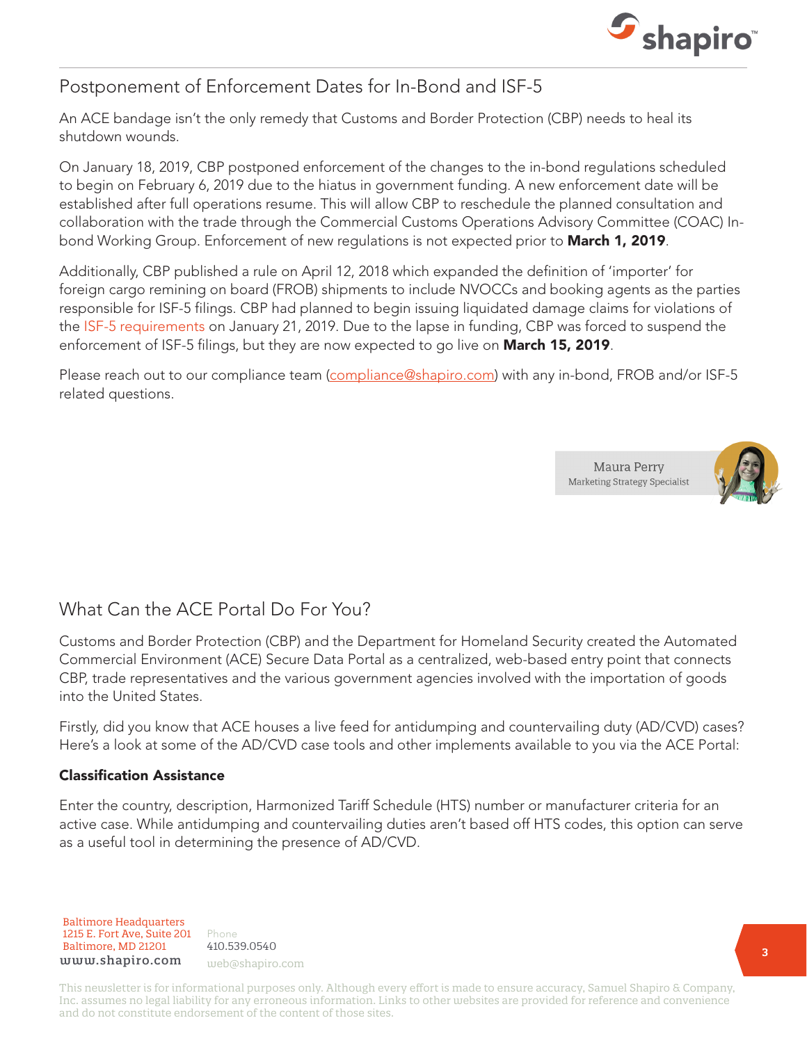## Postponement of Enforcement Dates for In-Bond and ISF-5

An ACE bandage isn't the only remedy that Customs and Border Protection (CBP) needs to heal its shutdown wounds.

On January 18, 2019, CBP postponed enforcement of the changes to the in-bond regulations scheduled to begin on February 6, 2019 due to the hiatus in government funding. A new enforcement date will be established after full operations resume. This will allow CBP to reschedule the planned consultation and collaboration with the trade through the Commercial Customs Operations Advisory Committee (COAC) In-bond Working Group. Enforcement of new regulations is not expected prior to **March 1, 2019**.

Additionally, CBP published a rule on April 12, 2018 which expanded the definition of 'importer' for foreign cargo remining on board (FROB) shipments to include NVOCCs and booking agents as the parties responsible for ISF-5 filings. CBP had planned to begin issuing liquidated damage claims for violations of the ISF-5 requirements on January 21, 2019. Due to the lapse in funding, CBP was forced to suspend the enforcement of ISF-5 filings, but they are now expected to go live on **March 15, 2019**.

Please reach out to our compliance team (compliance@shapiro.com) with any in-bond, FROB and/or ISF-5 related questions.

Maura Perry
Marketing Strategy Specialist

## What Can the ACE Portal Do For You?

Customs and Border Protection (CBP) and the Department for Homeland Security created the Automated Commercial Environment (ACE) Secure Data Portal as a centralized, web-based entry point that connects CBP, trade representatives and the various government agencies involved with the importation of goods into the United States.

Firstly, did you know that ACE houses a live feed for antidumping and countervailing duty (AD/CVD) cases? Here's a look at some of the AD/CVD case tools and other implements available to you via the ACE Portal:

**Classification Assistance**

Enter the country, description, Harmonized Tariff Schedule (HTS) number or manufacturer criteria for an active case. While antidumping and countervailing duties aren't based off HTS codes, this option can serve as a useful tool in determining the presence of AD/CVD.

Baltimore Headquarters
1215 E. Fort Ave, Suite 201
Baltimore, MD 21201
www.shapiro.com

Phone
410.539.0540
web@shapiro.com

This newsletter is for informational purposes only. Although every effort is made to ensure accuracy, Samuel Shapiro & Company, Inc. assumes no legal liability for any erroneous information. Links to other websites are provided for reference and convenience and do not constitute endorsement of the content of those sites.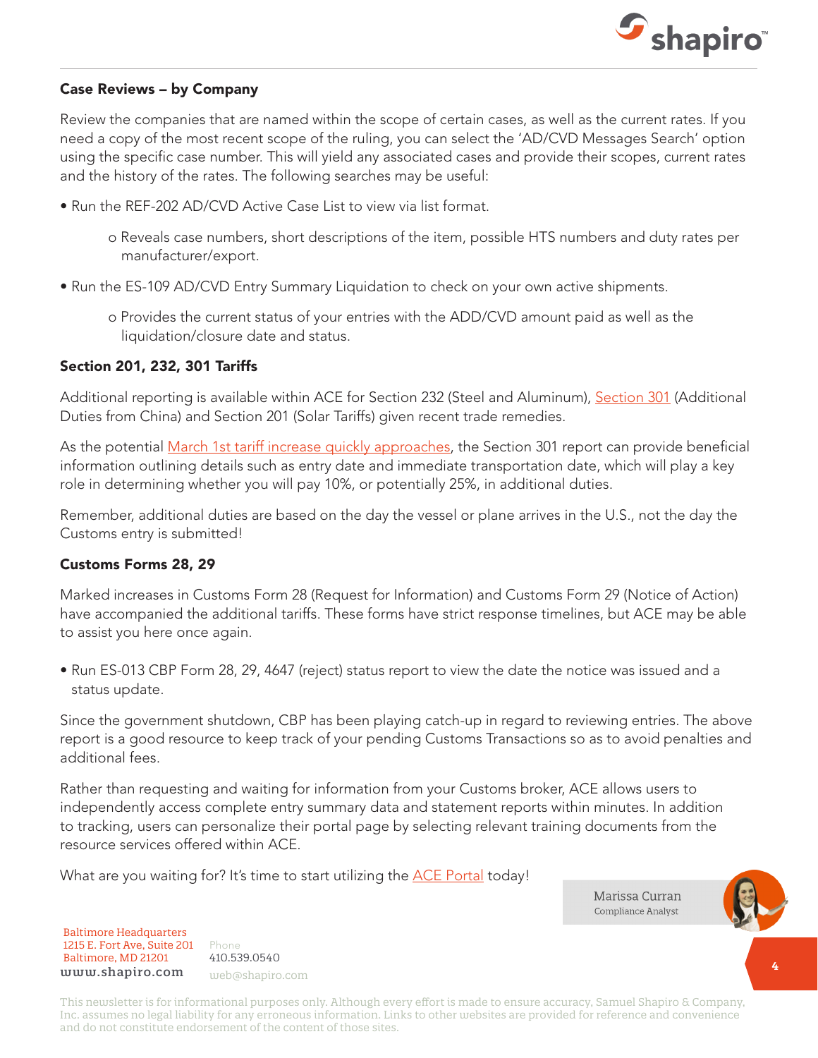### Case Reviews – by Company

Review the companies that are named within the scope of certain cases, as well as the current rates. If you need a copy of the most recent scope of the ruling, you can select the 'AD/CVD Messages Search' option using the specific case number. This will yield any associated cases and provide their scopes, current rates and the history of the rates. The following searches may be useful:

- Run the REF-202 AD/CVD Active Case List to view via list format.
  - Reveals case numbers, short descriptions of the item, possible HTS numbers and duty rates per manufacturer/export.
- Run the ES-109 AD/CVD Entry Summary Liquidation to check on your own active shipments.
  - Provides the current status of your entries with the ADD/CVD amount paid as well as the liquidation/closure date and status.

### Section 201, 232, 301 Tariffs

Additional reporting is available within ACE for Section 232 (Steel and Aluminum), Section 301 (Additional Duties from China) and Section 201 (Solar Tariffs) given recent trade remedies.

As the potential March 1st tariff increase quickly approaches, the Section 301 report can provide beneficial information outlining details such as entry date and immediate transportation date, which will play a key role in determining whether you will pay 10%, or potentially 25%, in additional duties.

Remember, additional duties are based on the day the vessel or plane arrives in the U.S., not the day the Customs entry is submitted!

### Customs Forms 28, 29

Marked increases in Customs Form 28 (Request for Information) and Customs Form 29 (Notice of Action) have accompanied the additional tariffs. These forms have strict response timelines, but ACE may be able to assist you here once again.

- Run ES-013 CBP Form 28, 29, 4647 (reject) status report to view the date the notice was issued and a status update.

Since the government shutdown, CBP has been playing catch-up in regard to reviewing entries. The above report is a good resource to keep track of your pending Customs Transactions so as to avoid penalties and additional fees.

Rather than requesting and waiting for information from your Customs broker, ACE allows users to independently access complete entry summary data and statement reports within minutes. In addition to tracking, users can personalize their portal page by selecting relevant training documents from the resource services offered within ACE.

What are you waiting for? It's time to start utilizing the ACE Portal today!

Marissa Curran
Compliance Analyst

Baltimore Headquarters
1215 E. Fort Ave, Suite 201
Baltimore, MD 21201
www.shapiro.com

Phone
410.539.0540
web@shapiro.com

This newsletter is for informational purposes only. Although every effort is made to ensure accuracy, Samuel Shapiro & Company, Inc. assumes no legal liability for any erroneous information. Links to other websites are provided for reference and convenience and do not constitute endorsement of the content of those sites.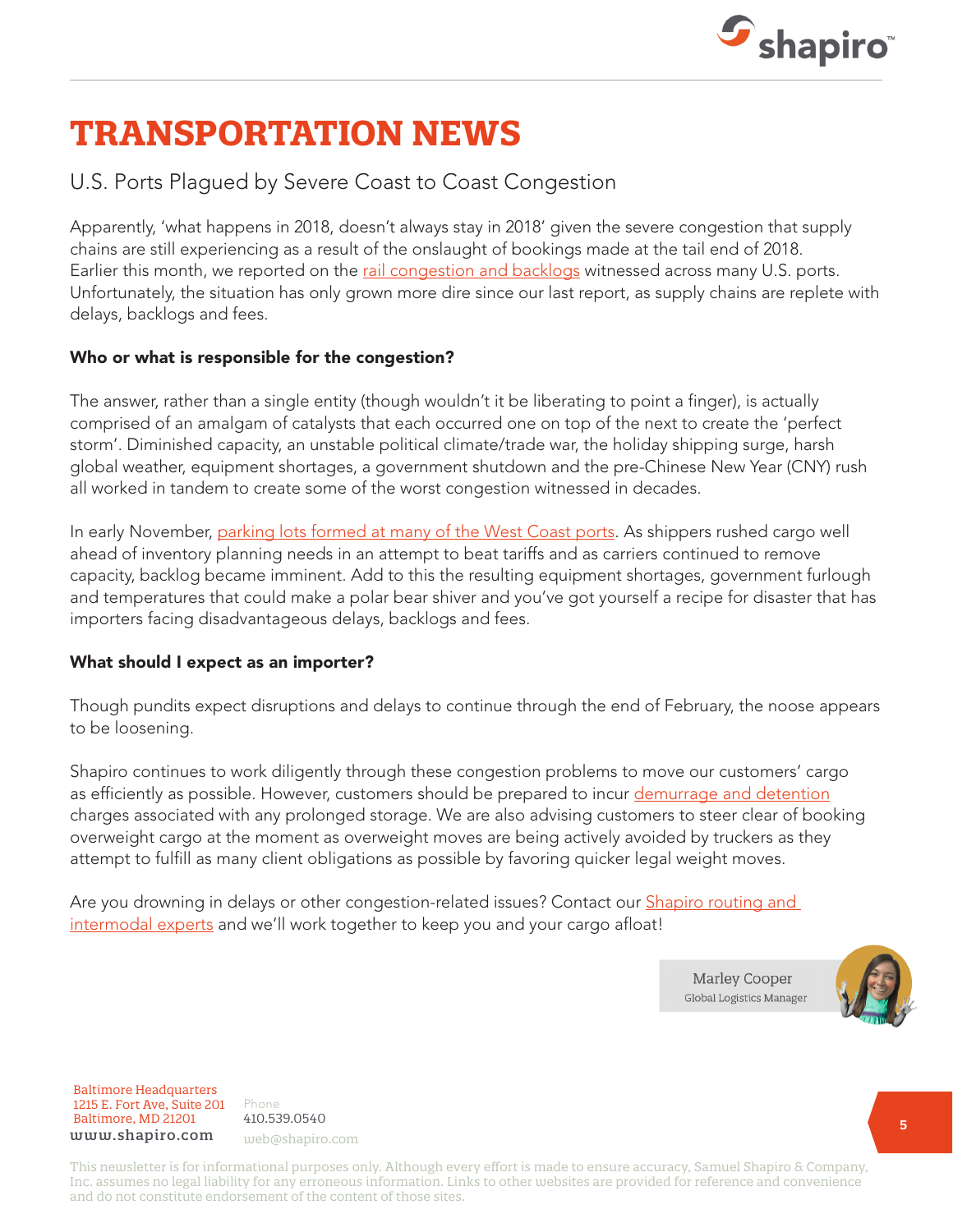# TRANSPORTATION NEWS

## U.S. Ports Plagued by Severe Coast to Coast Congestion

Apparently, 'what happens in 2018, doesn't always stay in 2018' given the severe congestion that supply chains are still experiencing as a result of the onslaught of bookings made at the tail end of 2018. Earlier this month, we reported on the rail congestion and backlogs witnessed across many U.S. ports. Unfortunately, the situation has only grown more dire since our last report, as supply chains are replete with delays, backlogs and fees.

**Who or what is responsible for the congestion?**

The answer, rather than a single entity (though wouldn't it be liberating to point a finger), is actually comprised of an amalgam of catalysts that each occurred one on top of the next to create the 'perfect storm'. Diminished capacity, an unstable political climate/trade war, the holiday shipping surge, harsh global weather, equipment shortages, a government shutdown and the pre-Chinese New Year (CNY) rush all worked in tandem to create some of the worst congestion witnessed in decades.

In early November, parking lots formed at many of the West Coast ports. As shippers rushed cargo well ahead of inventory planning needs in an attempt to beat tariffs and as carriers continued to remove capacity, backlog became imminent. Add to this the resulting equipment shortages, government furlough and temperatures that could make a polar bear shiver and you've got yourself a recipe for disaster that has importers facing disadvantageous delays, backlogs and fees.

**What should I expect as an importer?**

Though pundits expect disruptions and delays to continue through the end of February, the noose appears to be loosening.

Shapiro continues to work diligently through these congestion problems to move our customers' cargo as efficiently as possible. However, customers should be prepared to incur demurrage and detention charges associated with any prolonged storage. We are also advising customers to steer clear of booking overweight cargo at the moment as overweight moves are being actively avoided by truckers as they attempt to fulfill as many client obligations as possible by favoring quicker legal weight moves.

Are you drowning in delays or other congestion-related issues? Contact our Shapiro routing and intermodal experts and we'll work together to keep you and your cargo afloat!

Marley Cooper
Global Logistics Manager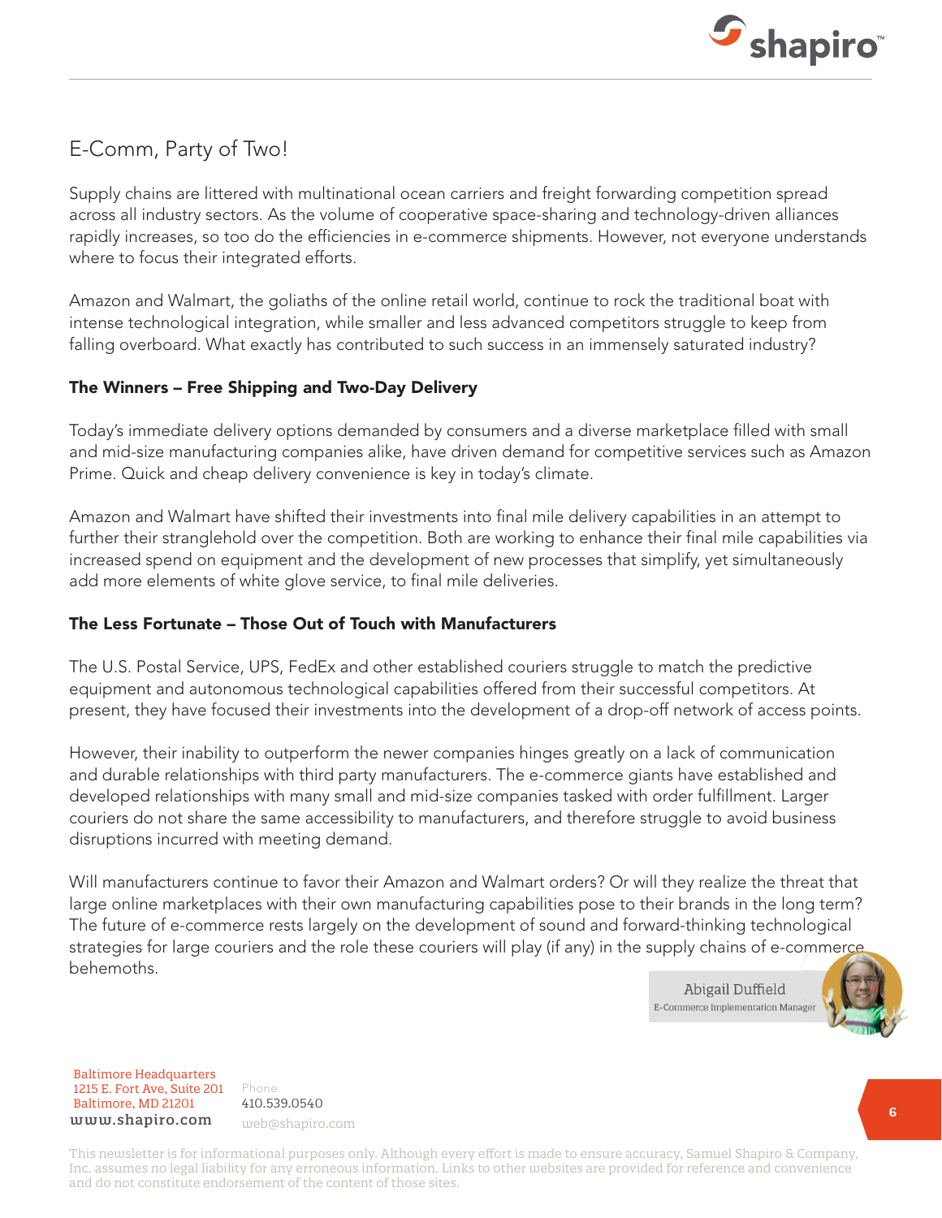## E-Comm, Party of Two!

Supply chains are littered with multinational ocean carriers and freight forwarding competition spread across all industry sectors. As the volume of cooperative space-sharing and technology-driven alliances rapidly increases, so too do the efficiencies in e-commerce shipments. However, not everyone understands where to focus their integrated efforts.

Amazon and Walmart, the goliaths of the online retail world, continue to rock the traditional boat with intense technological integration, while smaller and less advanced competitors struggle to keep from falling overboard. What exactly has contributed to such success in an immensely saturated industry?

**The Winners – Free Shipping and Two-Day Delivery**

Today's immediate delivery options demanded by consumers and a diverse marketplace filled with small and mid-size manufacturing companies alike, have driven demand for competitive services such as Amazon Prime. Quick and cheap delivery convenience is key in today's climate.

Amazon and Walmart have shifted their investments into final mile delivery capabilities in an attempt to further their stranglehold over the competition. Both are working to enhance their final mile capabilities via increased spend on equipment and the development of new processes that simplify, yet simultaneously add more elements of white glove service, to final mile deliveries.

**The Less Fortunate – Those Out of Touch with Manufacturers**

The U.S. Postal Service, UPS, FedEx and other established couriers struggle to match the predictive equipment and autonomous technological capabilities offered from their successful competitors. At present, they have focused their investments into the development of a drop-off network of access points.

However, their inability to outperform the newer companies hinges greatly on a lack of communication and durable relationships with third party manufacturers. The e-commerce giants have established and developed relationships with many small and mid-size companies tasked with order fulfillment. Larger couriers do not share the same accessibility to manufacturers, and therefore struggle to avoid business disruptions incurred with meeting demand.

Will manufacturers continue to favor their Amazon and Walmart orders? Or will they realize the threat that large online marketplaces with their own manufacturing capabilities pose to their brands in the long term? The future of e-commerce rests largely on the development of sound and forward-thinking technological strategies for large couriers and the role these couriers will play (if any) in the supply chains of e-commerce behemoths.

Abigail Duffield
E-Commerce Implementation Manager

Baltimore Headquarters
1215 E. Fort Ave, Suite 201
Baltimore, MD 21201
www.shapiro.com

Phone
410.539.0540
web@shapiro.com

This newsletter is for informational purposes only. Although every effort is made to ensure accuracy, Samuel Shapiro & Company, Inc. assumes no legal liability for any erroneous information. Links to other websites are provided for reference and convenience and do not constitute endorsement of the content of those sites.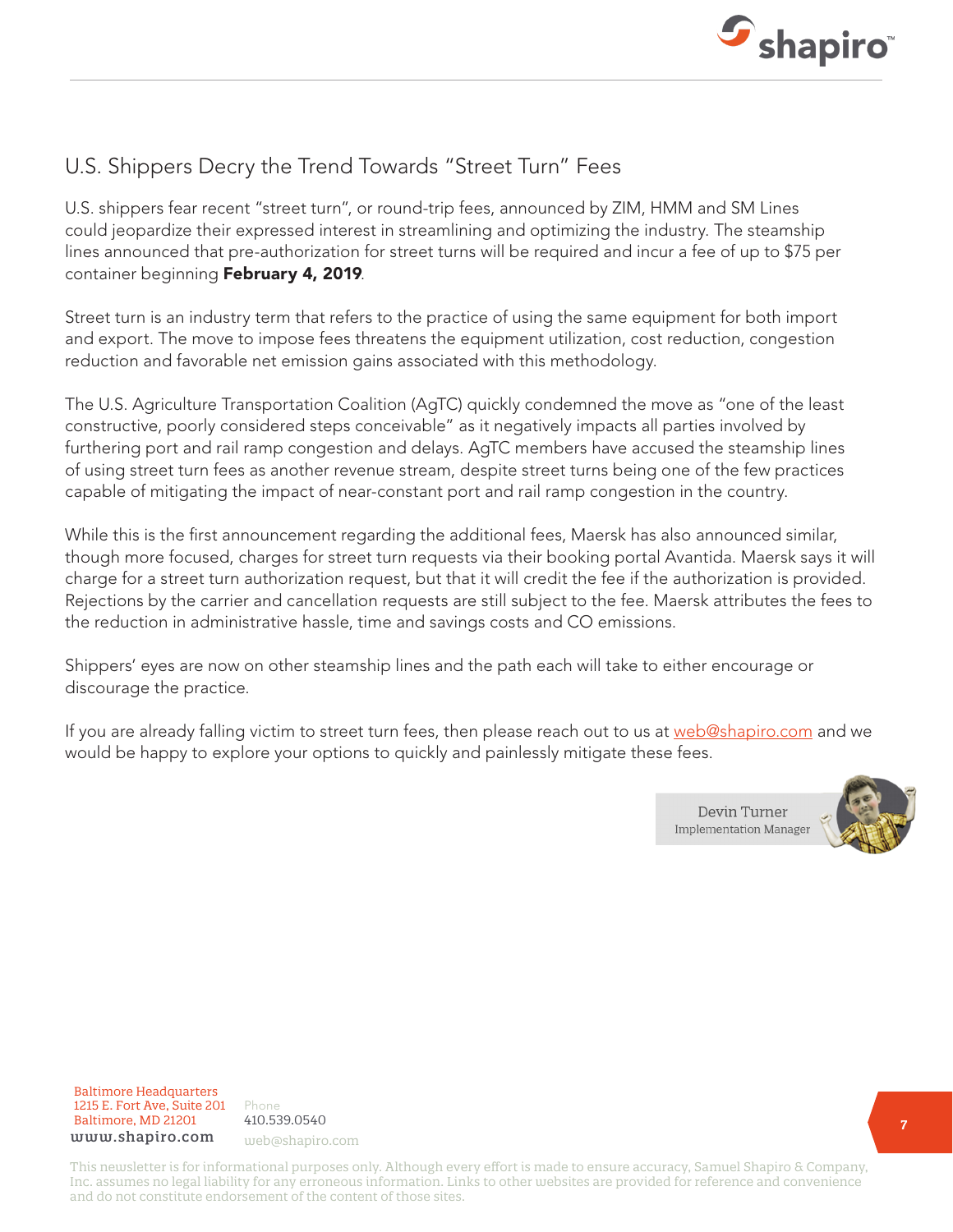## U.S. Shippers Decry the Trend Towards "Street Turn" Fees

U.S. shippers fear recent "street turn", or round-trip fees, announced by ZIM, HMM and SM Lines could jeopardize their expressed interest in streamlining and optimizing the industry. The steamship lines announced that pre-authorization for street turns will be required and incur a fee of up to $75 per container beginning **February 4, 2019**.

Street turn is an industry term that refers to the practice of using the same equipment for both import and export. The move to impose fees threatens the equipment utilization, cost reduction, congestion reduction and favorable net emission gains associated with this methodology.

The U.S. Agriculture Transportation Coalition (AgTC) quickly condemned the move as "one of the least constructive, poorly considered steps conceivable" as it negatively impacts all parties involved by furthering port and rail ramp congestion and delays. AgTC members have accused the steamship lines of using street turn fees as another revenue stream, despite street turns being one of the few practices capable of mitigating the impact of near-constant port and rail ramp congestion in the country.

While this is the first announcement regarding the additional fees, Maersk has also announced similar, though more focused, charges for street turn requests via their booking portal Avantida. Maersk says it will charge for a street turn authorization request, but that it will credit the fee if the authorization is provided. Rejections by the carrier and cancellation requests are still subject to the fee. Maersk attributes the fees to the reduction in administrative hassle, time and savings costs and CO emissions.

Shippers' eyes are now on other steamship lines and the path each will take to either encourage or discourage the practice.

If you are already falling victim to street turn fees, then please reach out to us at web@shapiro.com and we would be happy to explore your options to quickly and painlessly mitigate these fees.

Devin Turner
Implementation Manager

Baltimore Headquarters
1215 E. Fort Ave, Suite 201
Baltimore, MD 21201
www.shapiro.com

Phone
410.539.0540
web@shapiro.com

This newsletter is for informational purposes only. Although every effort is made to ensure accuracy, Samuel Shapiro & Company, Inc. assumes no legal liability for any erroneous information. Links to other websites are provided for reference and convenience and do not constitute endorsement of the content of those sites.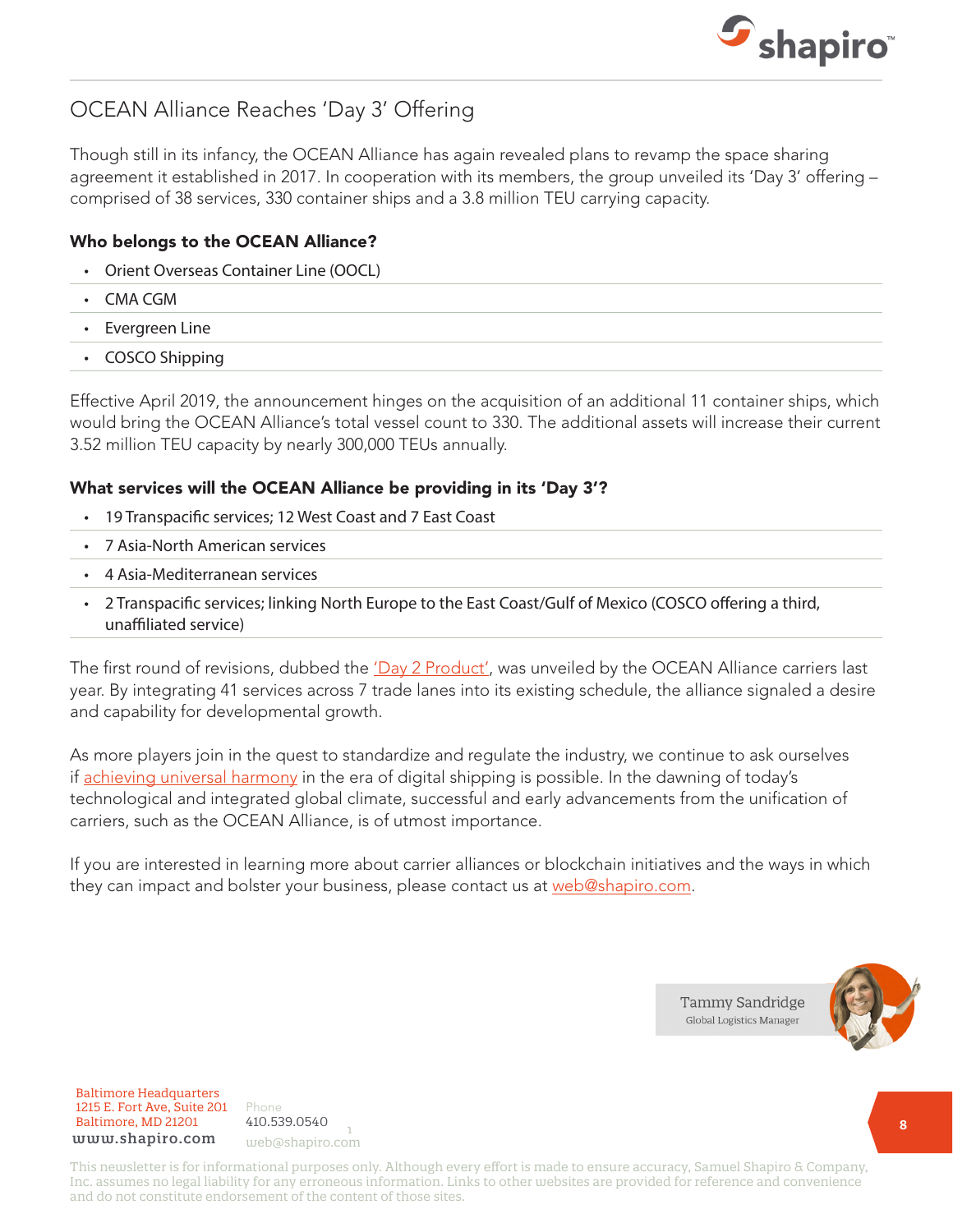# OCEAN Alliance Reaches 'Day 3' Offering

Though still in its infancy, the OCEAN Alliance has again revealed plans to revamp the space sharing agreement it established in 2017. In cooperation with its members, the group unveiled its 'Day 3' offering – comprised of 38 services, 330 container ships and a 3.8 million TEU carrying capacity.

### Who belongs to the OCEAN Alliance?

- Orient Overseas Container Line (OOCL)
- CMA CGM
- Evergreen Line
- COSCO Shipping

Effective April 2019, the announcement hinges on the acquisition of an additional 11 container ships, which would bring the OCEAN Alliance's total vessel count to 330. The additional assets will increase their current 3.52 million TEU capacity by nearly 300,000 TEUs annually.

### What services will the OCEAN Alliance be providing in its 'Day 3'?

- 19 Transpacific services; 12 West Coast and 7 East Coast
- 7 Asia-North American services
- 4 Asia-Mediterranean services
- 2 Transpacific services; linking North Europe to the East Coast/Gulf of Mexico (COSCO offering a third, unaffiliated service)

The first round of revisions, dubbed the 'Day 2 Product', was unveiled by the OCEAN Alliance carriers last year. By integrating 41 services across 7 trade lanes into its existing schedule, the alliance signaled a desire and capability for developmental growth.

As more players join in the quest to standardize and regulate the industry, we continue to ask ourselves if achieving universal harmony in the era of digital shipping is possible. In the dawning of today's technological and integrated global climate, successful and early advancements from the unification of carriers, such as the OCEAN Alliance, is of utmost importance.

If you are interested in learning more about carrier alliances or blockchain initiatives and the ways in which they can impact and bolster your business, please contact us at web@shapiro.com.

Tammy Sandridge
Global Logistics Manager

Baltimore Headquarters
1215 E. Fort Ave, Suite 201
Baltimore, MD 21201
www.shapiro.com

Phone
410.539.0540
web@shapiro.com

This newsletter is for informational purposes only. Although every effort is made to ensure accuracy, Samuel Shapiro & Company, Inc. assumes no legal liability for any erroneous information. Links to other websites are provided for reference and convenience and do not constitute endorsement of the content of those sites.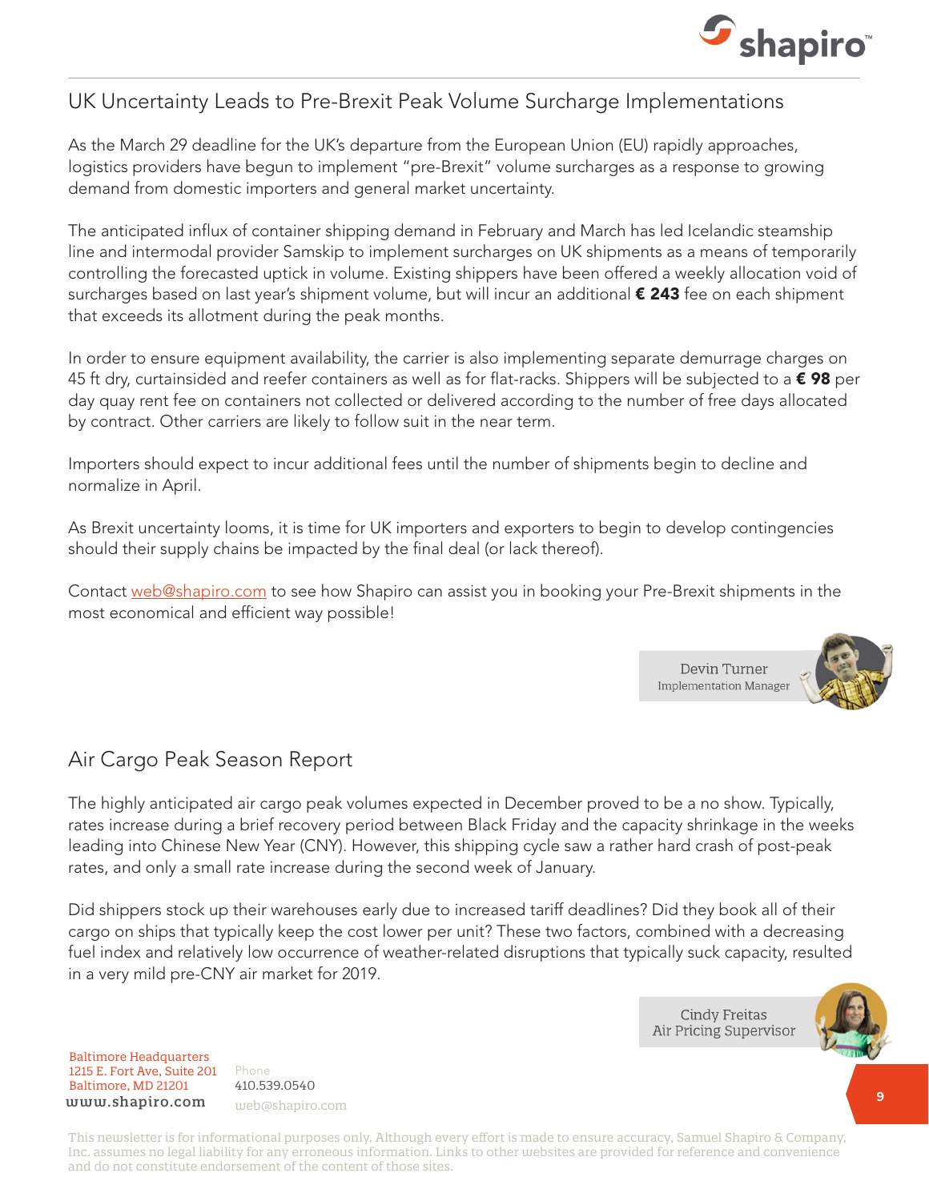## UK Uncertainty Leads to Pre-Brexit Peak Volume Surcharge Implementations

As the March 29 deadline for the UK's departure from the European Union (EU) rapidly approaches, logistics providers have begun to implement "pre-Brexit" volume surcharges as a response to growing demand from domestic importers and general market uncertainty.

The anticipated influx of container shipping demand in February and March has led Icelandic steamship line and intermodal provider Samskip to implement surcharges on UK shipments as a means of temporarily controlling the forecasted uptick in volume. Existing shippers have been offered a weekly allocation void of surcharges based on last year's shipment volume, but will incur an additional **€ 243** fee on each shipment that exceeds its allotment during the peak months.

In order to ensure equipment availability, the carrier is also implementing separate demurrage charges on 45 ft dry, curtainsided and reefer containers as well as for flat-racks. Shippers will be subjected to a **€ 98** per day quay rent fee on containers not collected or delivered according to the number of free days allocated by contract. Other carriers are likely to follow suit in the near term.

Importers should expect to incur additional fees until the number of shipments begin to decline and normalize in April.

As Brexit uncertainty looms, it is time for UK importers and exporters to begin to develop contingencies should their supply chains be impacted by the final deal (or lack thereof).

Contact web@shapiro.com to see how Shapiro can assist you in booking your Pre-Brexit shipments in the most economical and efficient way possible!

Devin Turner
Implementation Manager

## Air Cargo Peak Season Report

The highly anticipated air cargo peak volumes expected in December proved to be a no show. Typically, rates increase during a brief recovery period between Black Friday and the capacity shrinkage in the weeks leading into Chinese New Year (CNY). However, this shipping cycle saw a rather hard crash of post-peak rates, and only a small rate increase during the second week of January.

Did shippers stock up their warehouses early due to increased tariff deadlines? Did they book all of their cargo on ships that typically keep the cost lower per unit? These two factors, combined with a decreasing fuel index and relatively low occurrence of weather-related disruptions that typically suck capacity, resulted in a very mild pre-CNY air market for 2019.

Cindy Freitas
Air Pricing Supervisor

Baltimore Headquarters
1215 E. Fort Ave, Suite 201
Baltimore, MD 21201
www.shapiro.com

Phone
410.539.0540
web@shapiro.com

This newsletter is for informational purposes only. Although every effort is made to ensure accuracy, Samuel Shapiro & Company, Inc. assumes no legal liability for any erroneous information. Links to other websites are provided for reference and convenience and do not constitute endorsement of the content of those sites.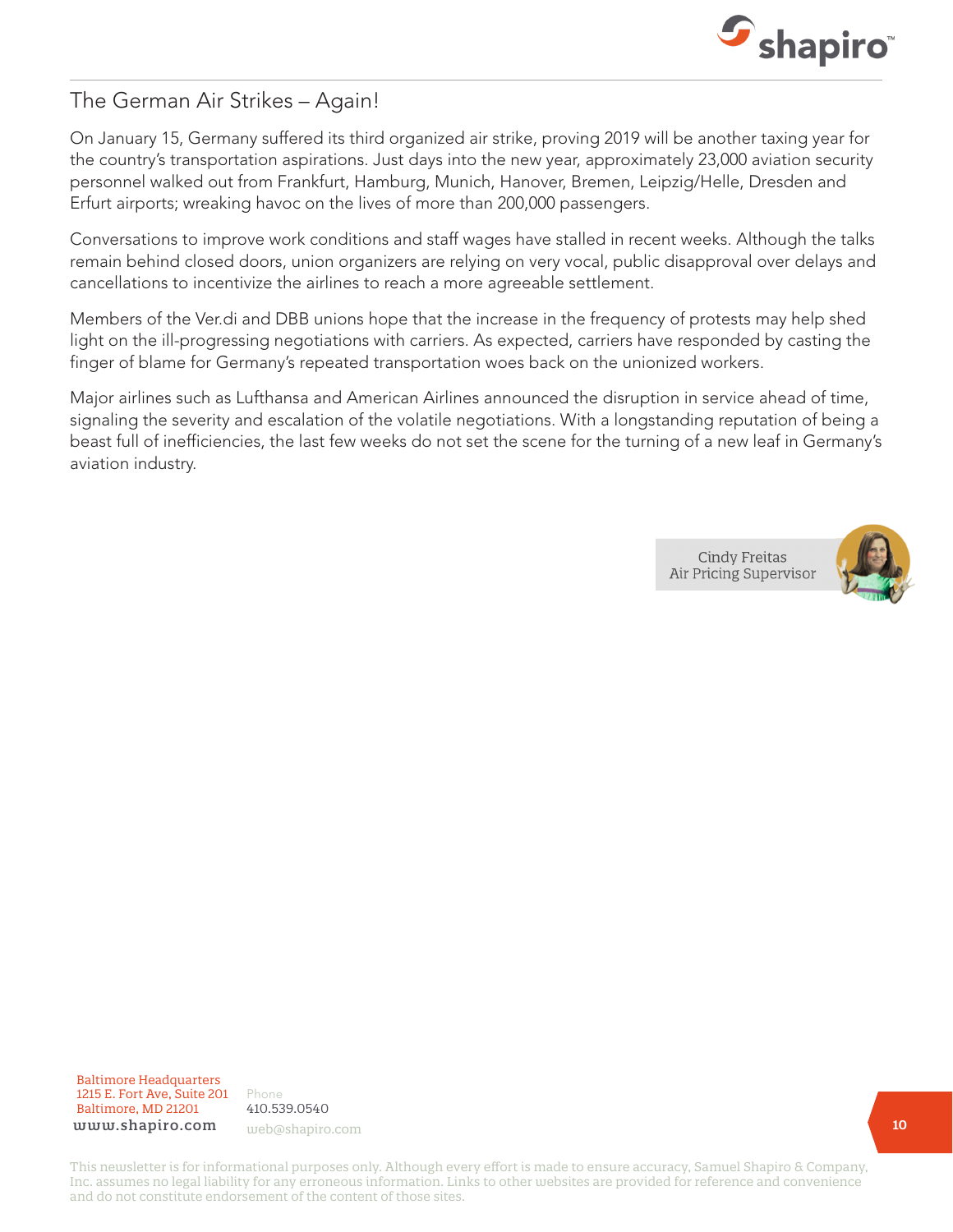## The German Air Strikes – Again!

On January 15, Germany suffered its third organized air strike, proving 2019 will be another taxing year for the country's transportation aspirations. Just days into the new year, approximately 23,000 aviation security personnel walked out from Frankfurt, Hamburg, Munich, Hanover, Bremen, Leipzig/Helle, Dresden and Erfurt airports; wreaking havoc on the lives of more than 200,000 passengers.

Conversations to improve work conditions and staff wages have stalled in recent weeks. Although the talks remain behind closed doors, union organizers are relying on very vocal, public disapproval over delays and cancellations to incentivize the airlines to reach a more agreeable settlement.

Members of the Ver.di and DBB unions hope that the increase in the frequency of protests may help shed light on the ill-progressing negotiations with carriers. As expected, carriers have responded by casting the finger of blame for Germany's repeated transportation woes back on the unionized workers.

Major airlines such as Lufthansa and American Airlines announced the disruption in service ahead of time, signaling the severity and escalation of the volatile negotiations. With a longstanding reputation of being a beast full of inefficiencies, the last few weeks do not set the scene for the turning of a new leaf in Germany's aviation industry.

Cindy Freitas
Air Pricing Supervisor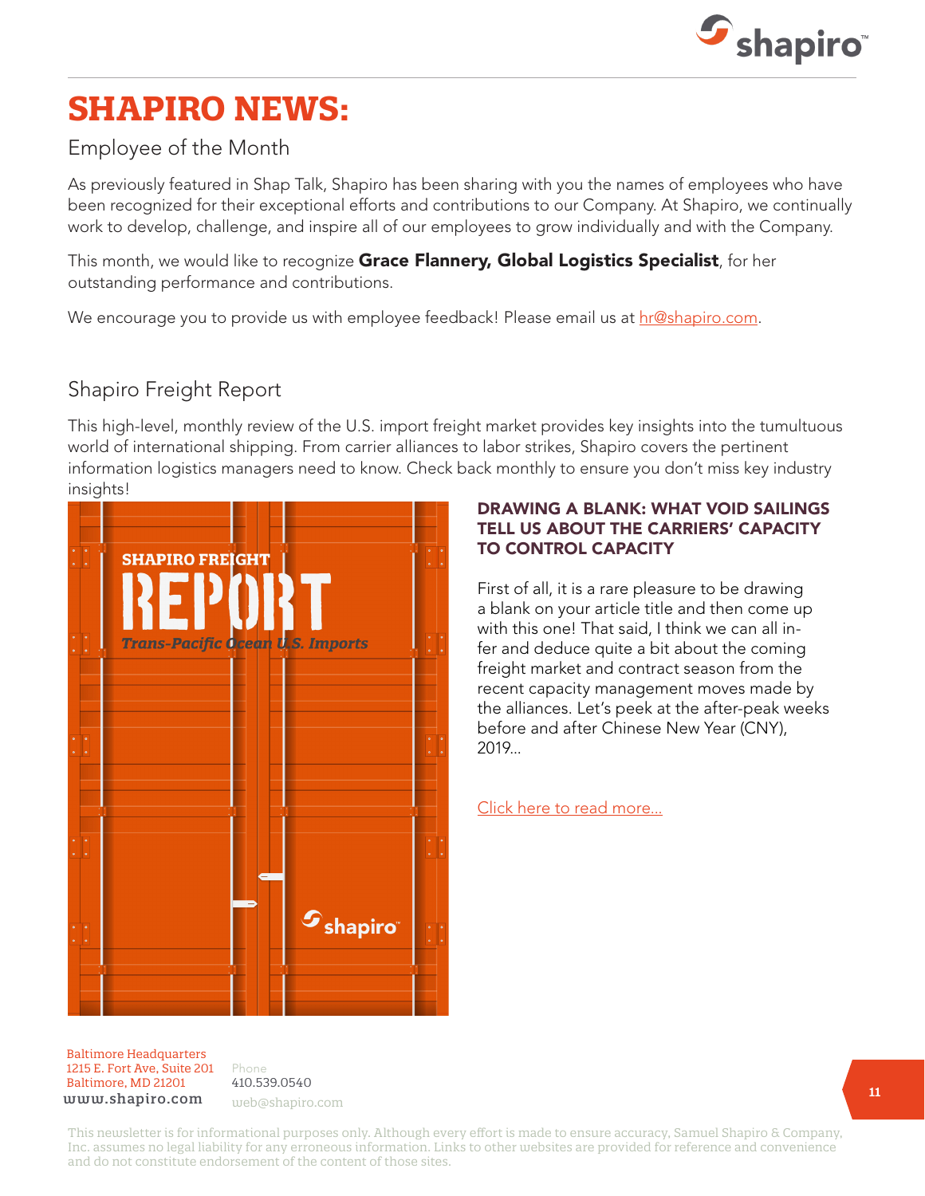# SHAPIRO NEWS:

## Employee of the Month

As previously featured in Shap Talk, Shapiro has been sharing with you the names of employees who have been recognized for their exceptional efforts and contributions to our Company. At Shapiro, we continually work to develop, challenge, and inspire all of our employees to grow individually and with the Company.

This month, we would like to recognize **Grace Flannery, Global Logistics Specialist**, for her outstanding performance and contributions.

We encourage you to provide us with employee feedback! Please email us at hr@shapiro.com.

## Shapiro Freight Report

This high-level, monthly review of the U.S. import freight market provides key insights into the tumultuous world of international shipping. From carrier alliances to labor strikes, Shapiro covers the pertinent information logistics managers need to know. Check back monthly to ensure you don't miss key industry insights!

SHAPIRO FREIGHT REPORT

*Trans-Pacific Ocean U.S. Imports*

shapiro

### DRAWING A BLANK: WHAT VOID SAILINGS TELL US ABOUT THE CARRIERS' CAPACITY TO CONTROL CAPACITY

First of all, it is a rare pleasure to be drawing a blank on your article title and then come up with this one! That said, I think we can all infer and deduce quite a bit about the coming freight market and contract season from the recent capacity management moves made by the alliances. Let's peek at the after-peak weeks before and after Chinese New Year (CNY), 2019...

Click here to read more...

Baltimore Headquarters
1215 E. Fort Ave, Suite 201
Baltimore, MD 21201
www.shapiro.com

Phone
410.539.0540
web@shapiro.com

This newsletter is for informational purposes only. Although every effort is made to ensure accuracy, Samuel Shapiro & Company, Inc. assumes no legal liability for any erroneous information. Links to other websites are provided for reference and convenience and do not constitute endorsement of the content of those sites.